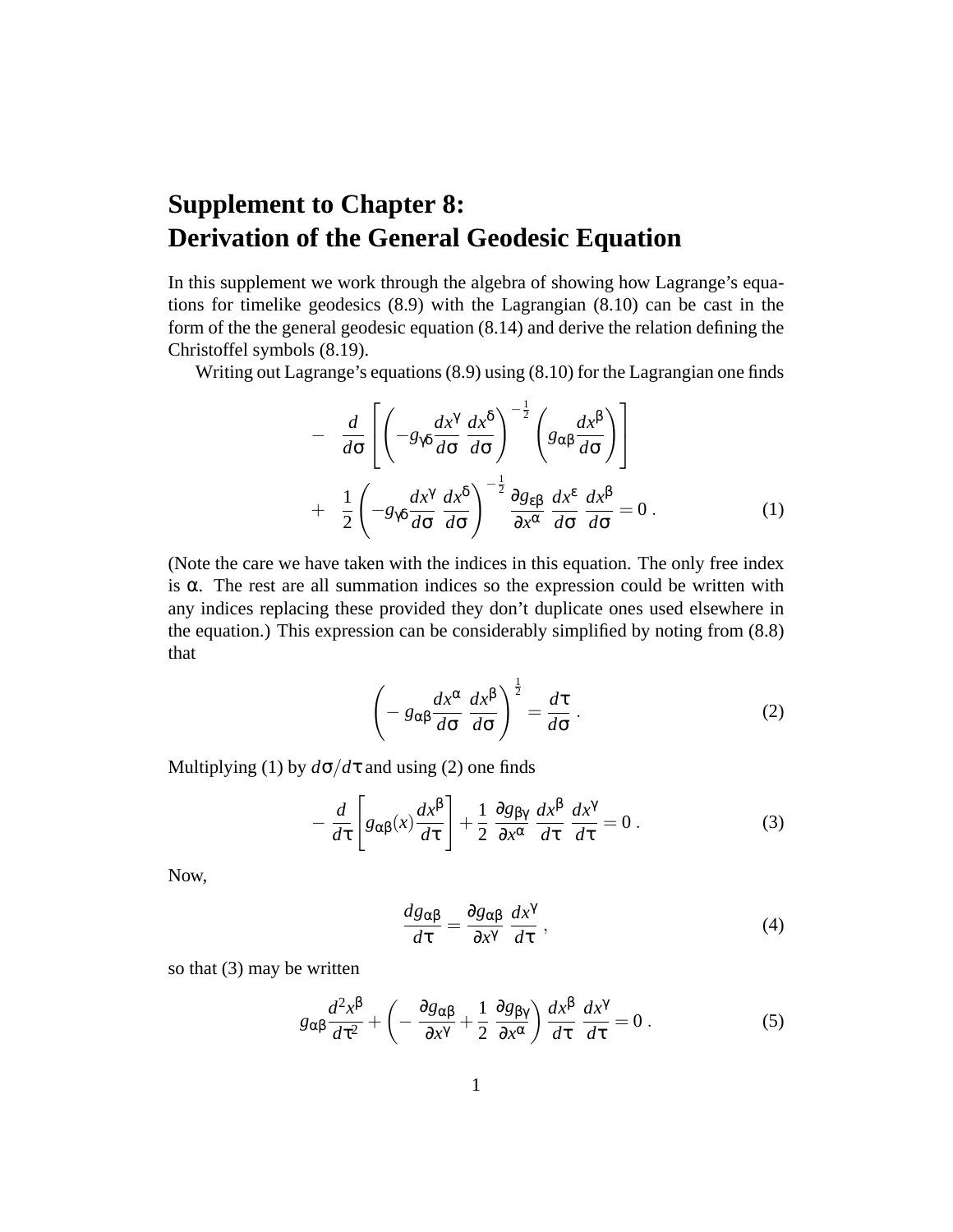# Supplement to Chapter 8: Derivation of the General Geodesic Equation

In this supplement we work through the algebra of showing how Lagrange's equations for timelike geodesics (8.9) with the Lagrangian (8.10) can be cast in the form of the the general geodesic equation (8.14) and derive the relation defining the Christoffel symbols (8.19).

Writing out Lagrange's equations (8.9) using (8.10) for the Lagrangian one finds

$$
\begin{aligned}
&- \frac{d}{d\sigma}\left[\left(-g_{\gamma\delta}\frac{dx^\gamma}{d\sigma}\frac{dx^\delta}{d\sigma}\right)^{-\frac{1}{2}}\left(g_{\alpha\beta}\frac{dx^\beta}{d\sigma}\right)\right] \\
&+ \frac{1}{2}\left(-g_{\gamma\delta}\frac{dx^\gamma}{d\sigma}\frac{dx^\delta}{d\sigma}\right)^{-\frac{1}{2}}\frac{\partial g_{\varepsilon\beta}}{\partial x^\alpha}\frac{dx^\varepsilon}{d\sigma}\frac{dx^\beta}{d\sigma} = 0 \,. \qquad (1)
\end{aligned}
$$

(Note the care we have taken with the indices in this equation. The only free index is $\alpha$. The rest are all summation indices so the expression could be written with any indices replacing these provided they don't duplicate ones used elsewhere in the equation.) This expression can be considerably simplified by noting from (8.8) that

$$
\left(-\,g_{\alpha\beta}\frac{dx^\alpha}{d\sigma}\frac{dx^\beta}{d\sigma}\right)^{\frac{1}{2}} = \frac{d\tau}{d\sigma} \,. \qquad (2)
$$

Multiplying (1) by $d\sigma/d\tau$ and using (2) one finds

$$
-\frac{d}{d\tau}\left[g_{\alpha\beta}(x)\frac{dx^\beta}{d\tau}\right] + \frac{1}{2}\,\frac{\partial g_{\beta\gamma}}{\partial x^\alpha}\frac{dx^\beta}{d\tau}\frac{dx^\gamma}{d\tau} = 0 \,. \qquad (3)
$$

Now,

$$
\frac{dg_{\alpha\beta}}{d\tau} = \frac{\partial g_{\alpha\beta}}{\partial x^\gamma}\frac{dx^\gamma}{d\tau} \,, \qquad (4)
$$

so that (3) may be written

$$
g_{\alpha\beta}\frac{d^2x^\beta}{d\tau^2} + \left(-\,\frac{\partial g_{\alpha\beta}}{\partial x^\gamma} + \frac{1}{2}\,\frac{\partial g_{\beta\gamma}}{\partial x^\alpha}\right)\frac{dx^\beta}{d\tau}\frac{dx^\gamma}{d\tau} = 0 \,. \qquad (5)
$$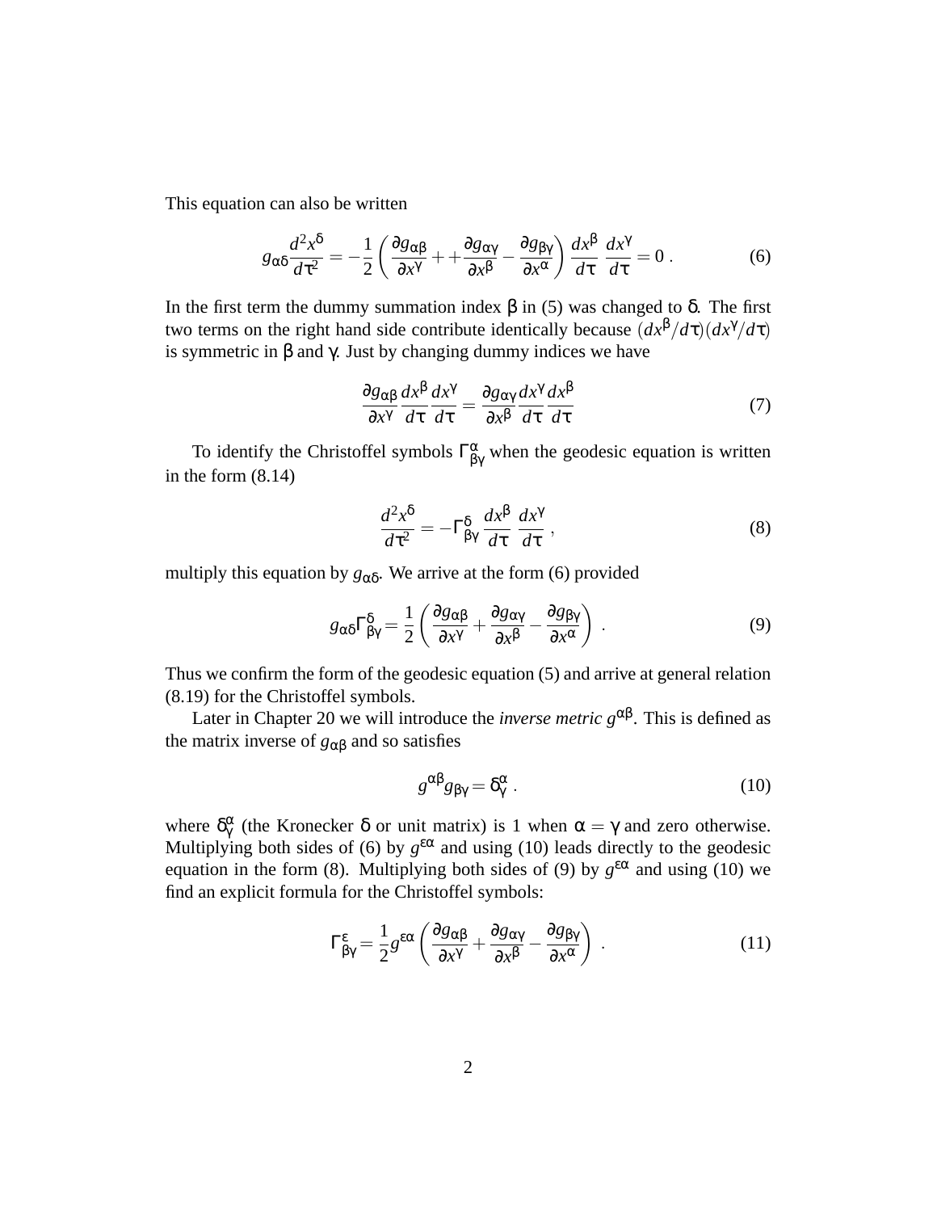This equation can also be written

$$g_{\alpha\delta}\frac{d^2x^\delta}{d\tau^2} = -\frac{1}{2}\left(\frac{\partial g_{\alpha\beta}}{\partial x^\gamma} + +\frac{\partial g_{\alpha\gamma}}{\partial x^\beta} - \frac{\partial g_{\beta\gamma}}{\partial x^\alpha}\right)\frac{dx^\beta}{d\tau}\,\frac{dx^\gamma}{d\tau} = 0\,. \tag{6}$$

In the first term the dummy summation index $\beta$ in (5) was changed to $\delta$. The first two terms on the right hand side contribute identically because $(dx^\beta/d\tau)(dx^\gamma/d\tau)$ is symmetric in $\beta$ and $\gamma$. Just by changing dummy indices we have

$$\frac{\partial g_{\alpha\beta}}{\partial x^\gamma}\frac{dx^\beta}{d\tau}\frac{dx^\gamma}{d\tau} = \frac{\partial g_{\alpha\gamma}}{\partial x^\beta}\frac{dx^\gamma}{d\tau}\frac{dx^\beta}{d\tau} \tag{7}$$

To identify the Christoffel symbols $\Gamma^\alpha_{\beta\gamma}$ when the geodesic equation is written in the form (8.14)

$$\frac{d^2x^\delta}{d\tau^2} = -\Gamma^\delta_{\beta\gamma}\frac{dx^\beta}{d\tau}\,\frac{dx^\gamma}{d\tau}\,, \tag{8}$$

multiply this equation by $g_{\alpha\delta}$. We arrive at the form (6) provided

$$g_{\alpha\delta}\Gamma^\delta_{\beta\gamma} = \frac{1}{2}\left(\frac{\partial g_{\alpha\beta}}{\partial x^\gamma} + \frac{\partial g_{\alpha\gamma}}{\partial x^\beta} - \frac{\partial g_{\beta\gamma}}{\partial x^\alpha}\right)\,. \tag{9}$$

Thus we confirm the form of the geodesic equation (5) and arrive at general relation (8.19) for the Christoffel symbols.

Later in Chapter 20 we will introduce the *inverse metric* $g^{\alpha\beta}$. This is defined as the matrix inverse of $g_{\alpha\beta}$ and so satisfies

$$g^{\alpha\beta}g_{\beta\gamma} = \delta^\alpha_\gamma\,. \tag{10}$$

where $\delta^\alpha_\gamma$ (the Kronecker $\delta$ or unit matrix) is 1 when $\alpha = \gamma$ and zero otherwise. Multiplying both sides of (6) by $g^{\epsilon\alpha}$ and using (10) leads directly to the geodesic equation in the form (8). Multiplying both sides of (9) by $g^{\epsilon\alpha}$ and using (10) we find an explicit formula for the Christoffel symbols:

$$\Gamma^\epsilon_{\beta\gamma} = \frac{1}{2}g^{\epsilon\alpha}\left(\frac{\partial g_{\alpha\beta}}{\partial x^\gamma} + \frac{\partial g_{\alpha\gamma}}{\partial x^\beta} - \frac{\partial g_{\beta\gamma}}{\partial x^\alpha}\right)\,. \tag{11}$$